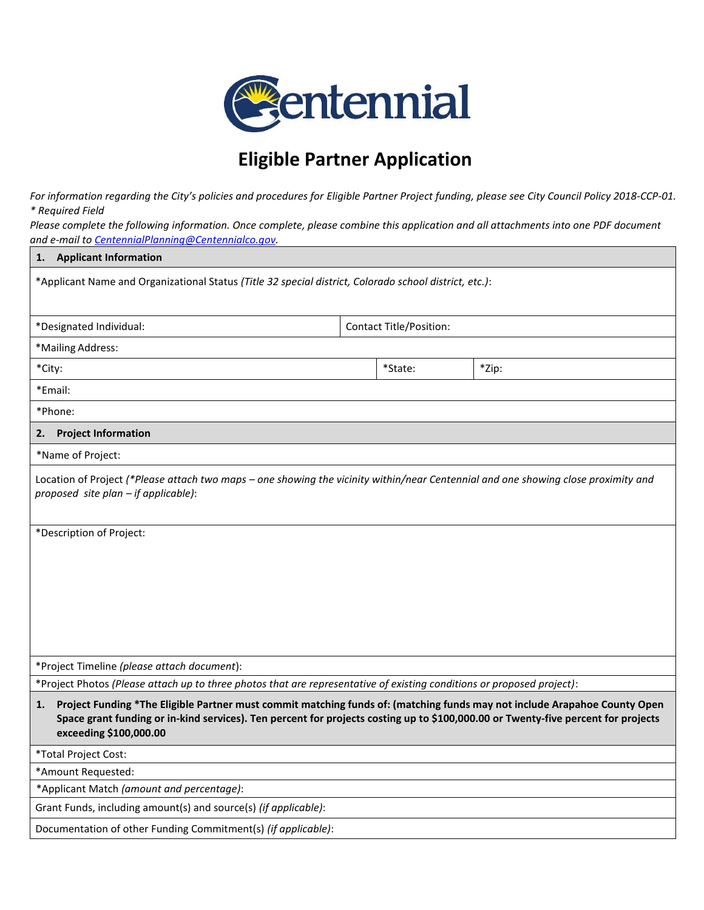# Centennial

## Eligible Partner Application

*For information regarding the City's policies and procedures for Eligible Partner Project funding, please see City Council Policy 2018-CCP-01.*
*\* Required Field*
*Please complete the following information. Once complete, please combine this application and all attachments into one PDF document and e-mail to CentennialPlanning@Centennialco.gov.*

| **1. Applicant Information** | | | |
|---|---|---|---|
| *Applicant Name and Organizational Status *(Title 32 special district, Colorado school district, etc.)*: | | | |
| *Designated Individual: | Contact Title/Position: | | |
| *Mailing Address: | | | |
| *City: | | *State: | *Zip: |
| *Email: | | | |
| *Phone: | | | |
| **2. Project Information** | | | |
| *Name of Project: | | | |
| Location of Project *(*Please attach two maps – one showing the vicinity within/near Centennial and one showing close proximity and proposed site plan – if applicable)*: | | | |
| *Description of Project: | | | |
| *Project Timeline *(please attach document)*: | | | |
| *Project Photos *(Please attach up to three photos that are representative of existing conditions or proposed project)*: | | | |
| **1. Project Funding *The Eligible Partner must commit matching funds of: (matching funds may not include Arapahoe County Open Space grant funding or in-kind services). Ten percent for projects costing up to $100,000.00 or Twenty-five percent for projects exceeding $100,000.00** | | | |
| *Total Project Cost: | | | |
| *Amount Requested: | | | |
| *Applicant Match *(amount and percentage)*: | | | |
| Grant Funds, including amount(s) and source(s) *(if applicable)*: | | | |
| Documentation of other Funding Commitment(s) *(if applicable)*: | | | |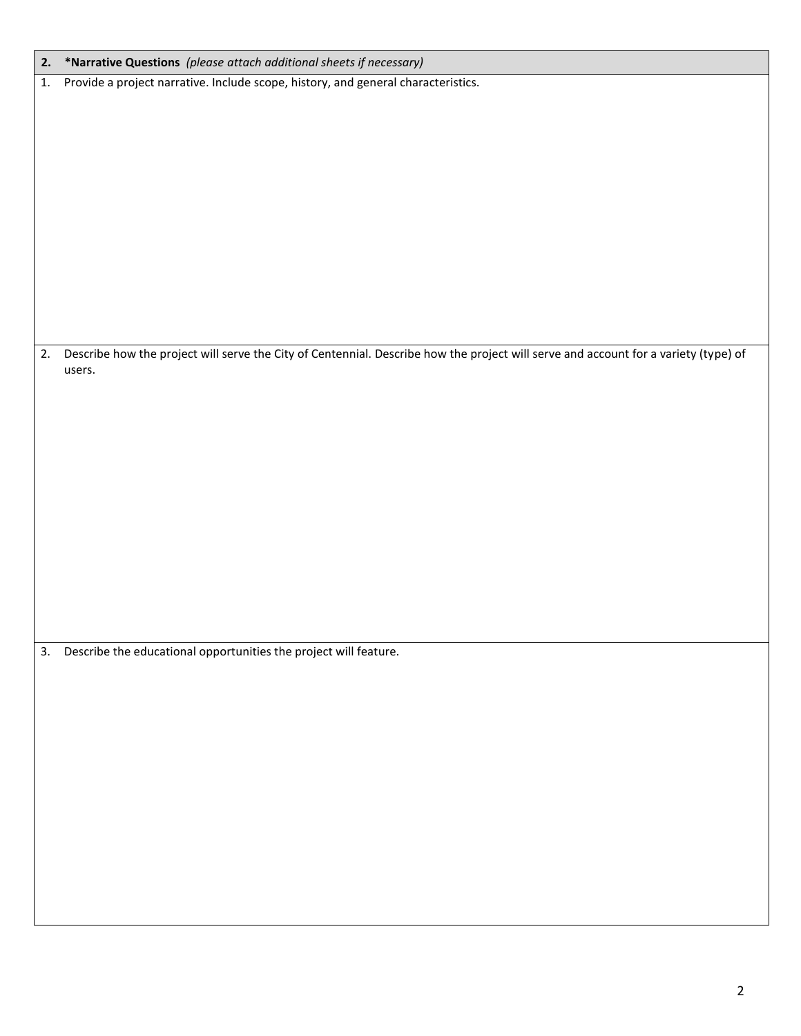## 2. *Narrative Questions *(please attach additional sheets if necessary)*

1. Provide a project narrative. Include scope, history, and general characteristics.

2. Describe how the project will serve the City of Centennial. Describe how the project will serve and account for a variety (type) of users.

3. Describe the educational opportunities the project will feature.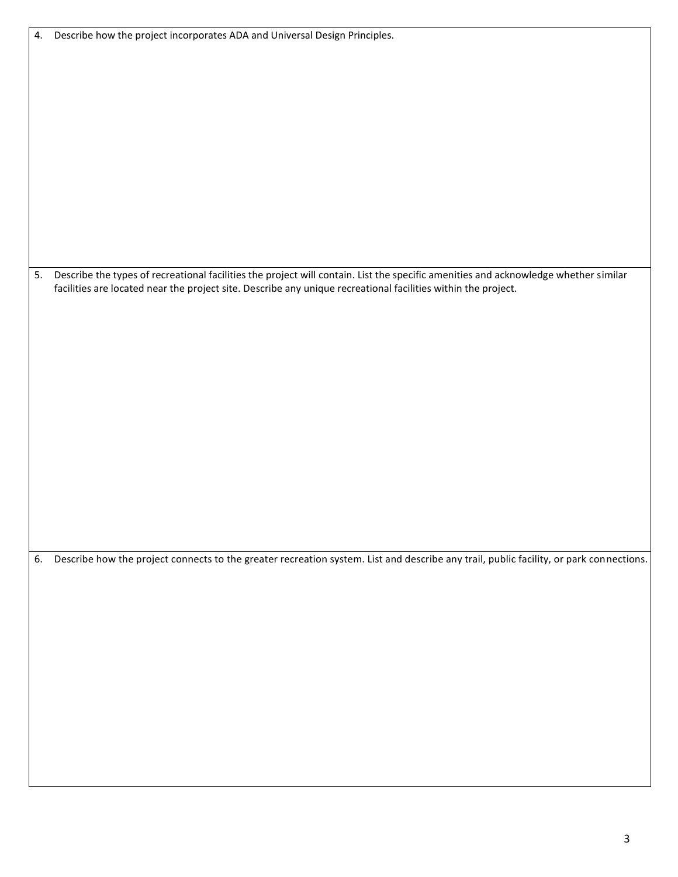4. Describe how the project incorporates ADA and Universal Design Principles.

5. Describe the types of recreational facilities the project will contain. List the specific amenities and acknowledge whether similar facilities are located near the project site. Describe any unique recreational facilities within the project.

6. Describe how the project connects to the greater recreation system. List and describe any trail, public facility, or park connections.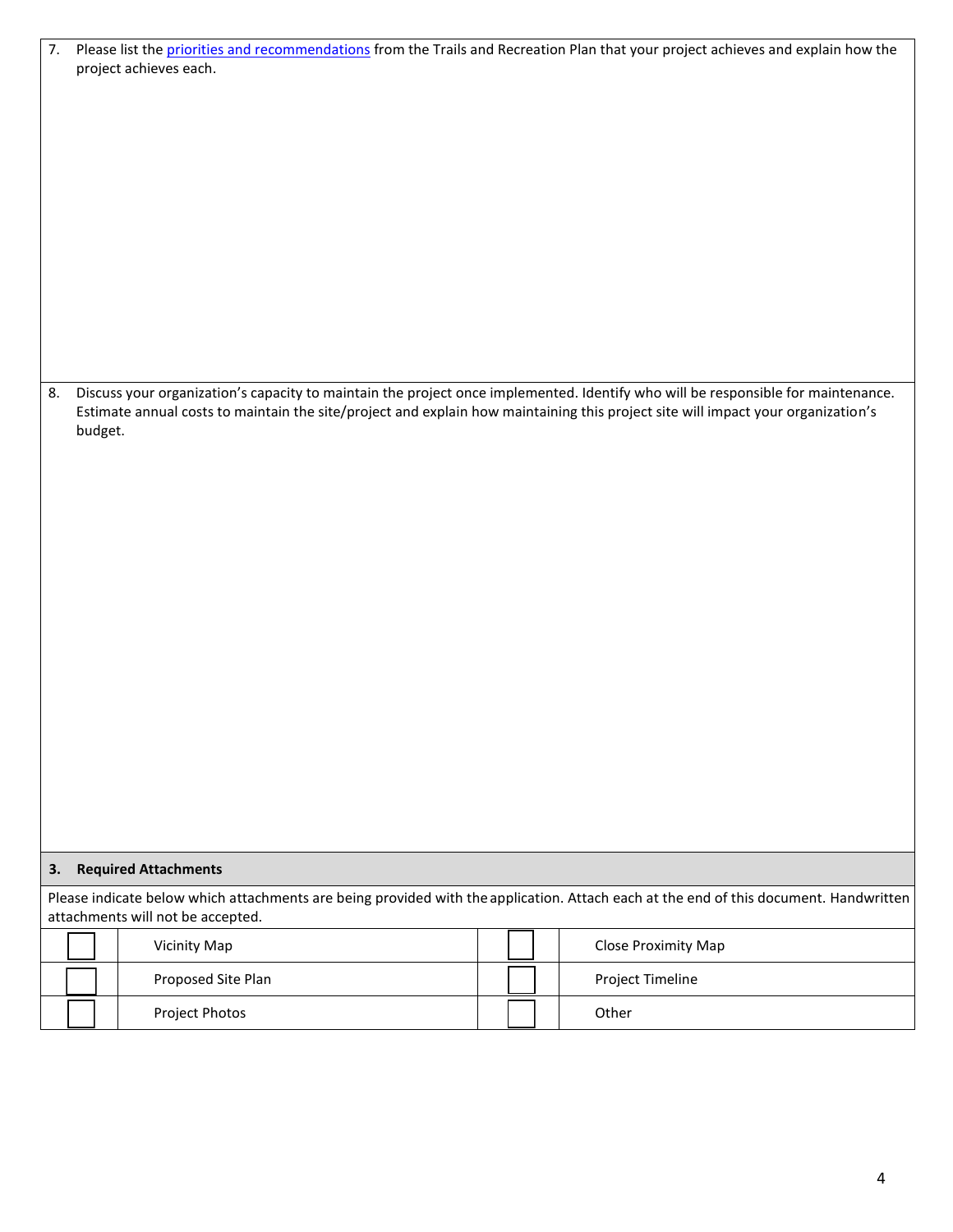7. Please list the [priorities and recommendations] from the Trails and Recreation Plan that your project achieves and explain how the project achieves each.

8. Discuss your organization's capacity to maintain the project once implemented. Identify who will be responsible for maintenance. Estimate annual costs to maintain the site/project and explain how maintaining this project site will impact your organization's budget.

## 3. Required Attachments

Please indicate below which attachments are being provided with the application. Attach each at the end of this document. Handwritten attachments will not be accepted.

| ☐ | Vicinity Map | ☐ | Close Proximity Map |
|---|---|---|---|
| ☐ | Proposed Site Plan | ☐ | Project Timeline |
| ☐ | Project Photos | ☐ | Other |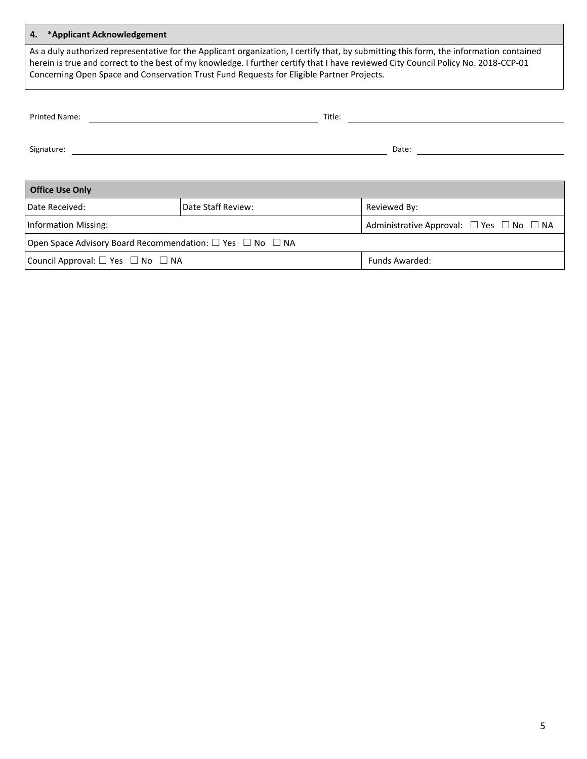## 4. *Applicant Acknowledgement

As a duly authorized representative for the Applicant organization, I certify that, by submitting this form, the information contained herein is true and correct to the best of my knowledge. I further certify that I have reviewed City Council Policy No. 2018-CCP-01 Concerning Open Space and Conservation Trust Fund Requests for Eligible Partner Projects.

Printed Name: ______________________________ Title: ______________________________

Signature: ______________________________ Date: ______________________________

| Office Use Only | | |
|---|---|---|
| Date Received: | Date Staff Review: | Reviewed By: |
| Information Missing: | | Administrative Approval: ☐ Yes ☐ No ☐ NA |
| Open Space Advisory Board Recommendation: ☐ Yes ☐ No ☐ NA | | |
| Council Approval: ☐ Yes ☐ No ☐ NA | | Funds Awarded: |